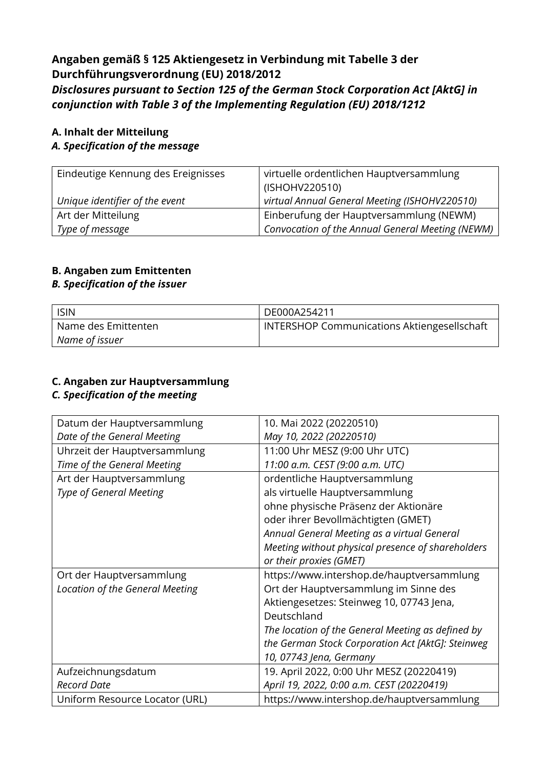**Angaben gemäß § 125 Aktiengesetz in Verbindung mit Tabelle 3 der Durchführungsverordnung (EU) 2018/2012**
***Disclosures pursuant to Section 125 of the German Stock Corporation Act [AktG] in conjunction with Table 3 of the Implementing Regulation (EU) 2018/1212***

**A. Inhalt der Mitteilung**
***A. Specification of the message***

| Eindeutige Kennung des Ereignisses<br>*Unique identifier of the event* | virtuelle ordentlichen Hauptversammlung (ISHOHV220510)<br>*virtual Annual General Meeting (ISHOHV220510)* |
|---|---|
| Art der Mitteilung<br>*Type of message* | Einberufung der Hauptversammlung (NEWM)<br>*Convocation of the Annual General Meeting (NEWM)* |

**B. Angaben zum Emittenten**
***B. Specification of the issuer***

| ISIN | DE000A254211 |
|---|---|
| Name des Emittenten<br>*Name of issuer* | INTERSHOP Communications Aktiengesellschaft |

**C. Angaben zur Hauptversammlung**
***C. Specification of the meeting***

| Datum der Hauptversammlung<br>*Date of the General Meeting* | 10. Mai 2022 (20220510)<br>*May 10, 2022 (20220510)* |
|---|---|
| Uhrzeit der Hauptversammlung<br>*Time of the General Meeting* | 11:00 Uhr MESZ (9:00 Uhr UTC)<br>*11:00 a.m. CEST (9:00 a.m. UTC)* |
| Art der Hauptversammlung<br>*Type of General Meeting* | ordentliche Hauptversammlung als virtuelle Hauptversammlung ohne physische Präsenz der Aktionäre oder ihrer Bevollmächtigten (GMET)<br>*Annual General Meeting as a virtual General Meeting without physical presence of shareholders or their proxies (GMET)* |
| Ort der Hauptversammlung<br>*Location of the General Meeting* | https://www.intershop.de/hauptversammlung<br>Ort der Hauptversammlung im Sinne des Aktiengesetzes: Steinweg 10, 07743 Jena, Deutschland<br>*The location of the General Meeting as defined by the German Stock Corporation Act [AktG]: Steinweg 10, 07743 Jena, Germany* |
| Aufzeichnungsdatum<br>*Record Date* | 19. April 2022, 0:00 Uhr MESZ (20220419)<br>*April 19, 2022, 0:00 a.m. CEST (20220419)* |
| Uniform Resource Locator (URL) | https://www.intershop.de/hauptversammlung |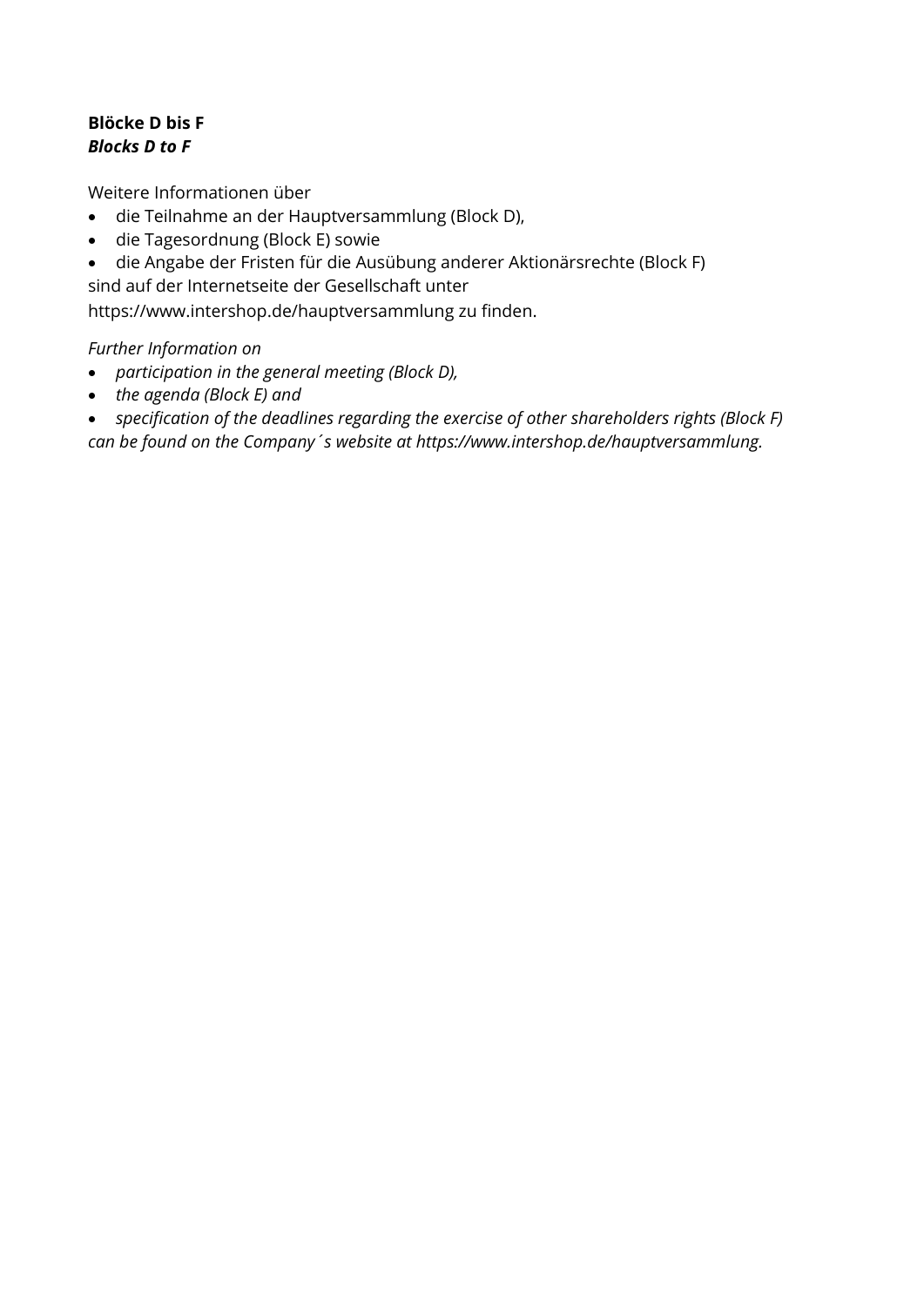**Blöcke D bis F**
***Blocks D to F***

Weitere Informationen über

- die Teilnahme an der Hauptversammlung (Block D),
- die Tagesordnung (Block E) sowie
- die Angabe der Fristen für die Ausübung anderer Aktionärsrechte (Block F)

sind auf der Internetseite der Gesellschaft unter https://www.intershop.de/hauptversammlung zu finden.

*Further Information on*

- *participation in the general meeting (Block D),*
- *the agenda (Block E) and*
- *specification of the deadlines regarding the exercise of other shareholders rights (Block F)*

*can be found on the Company´s website at https://www.intershop.de/hauptversammlung.*